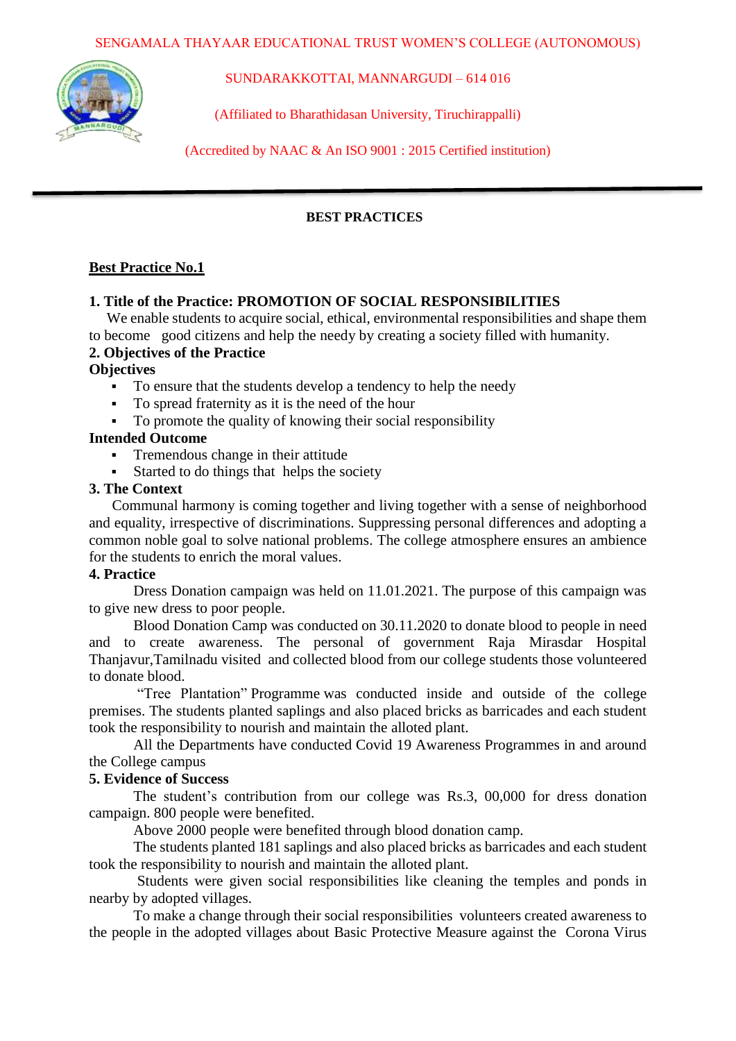SENGAMALA THAYAAR EDUCATIONAL TRUST WOMEN'S COLLEGE (AUTONOMOUS)

SUNDARAKKOTTAI, MANNARGUDI – 614 016

(Affiliated to Bharathidasan University, Tiruchirappalli)

(Accredited by NAAC & An ISO 9001 : 2015 Certified institution)

---

# BEST PRACTICES

## Best Practice No.1

### 1. Title of the Practice: PROMOTION OF SOCIAL RESPONSIBILITIES

We enable students to acquire social, ethical, environmental responsibilities and shape them to become good citizens and help the needy by creating a society filled with humanity.

### 2. Objectives of the Practice

**Objectives**

- To ensure that the students develop a tendency to help the needy
- To spread fraternity as it is the need of the hour
- To promote the quality of knowing their social responsibility

**Intended Outcome**

- Tremendous change in their attitude
- Started to do things that helps the society

### 3. The Context

Communal harmony is coming together and living together with a sense of neighborhood and equality, irrespective of discriminations. Suppressing personal differences and adopting a common noble goal to solve national problems. The college atmosphere ensures an ambience for the students to enrich the moral values.

### 4. Practice

Dress Donation campaign was held on 11.01.2021. The purpose of this campaign was to give new dress to poor people.

Blood Donation Camp was conducted on 30.11.2020 to donate blood to people in need and to create awareness. The personal of government Raja Mirasdar Hospital Thanjavur,Tamilnadu visited and collected blood from our college students those volunteered to donate blood.

"Tree Plantation" Programme was conducted inside and outside of the college premises. The students planted saplings and also placed bricks as barricades and each student took the responsibility to nourish and maintain the alloted plant.

All the Departments have conducted Covid 19 Awareness Programmes in and around the College campus

### 5. Evidence of Success

The student's contribution from our college was Rs.3, 00,000 for dress donation campaign. 800 people were benefited.

Above 2000 people were benefited through blood donation camp.

The students planted 181 saplings and also placed bricks as barricades and each student took the responsibility to nourish and maintain the alloted plant.

Students were given social responsibilities like cleaning the temples and ponds in nearby by adopted villages.

To make a change through their social responsibilities volunteers created awareness to the people in the adopted villages about Basic Protective Measure against the Corona Virus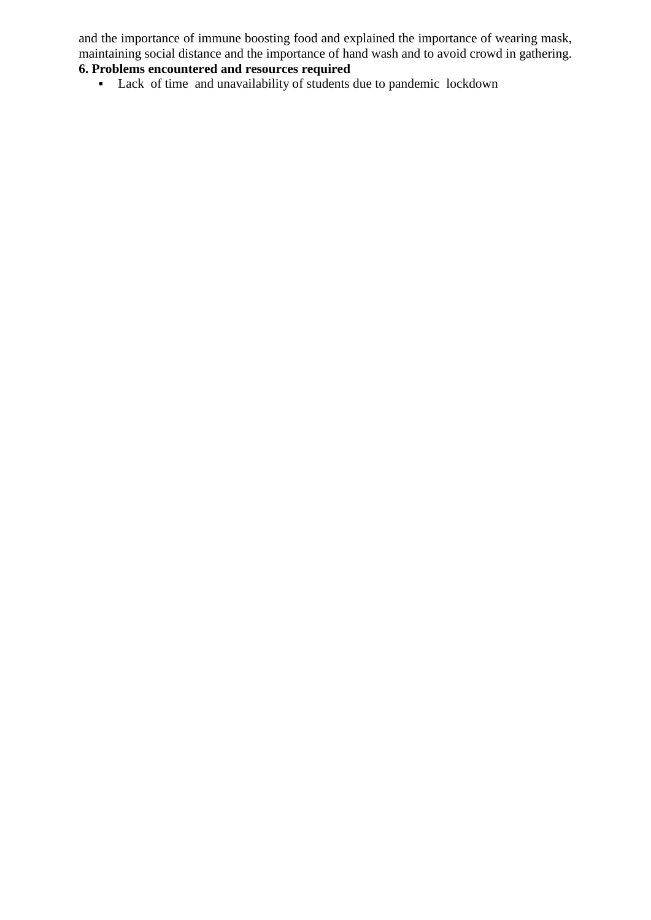and the importance of immune boosting food and explained the importance of wearing mask, maintaining social distance and the importance of hand wash and to avoid crowd in gathering.

**6. Problems encountered and resources required**

- Lack of time and unavailability of students due to pandemic lockdown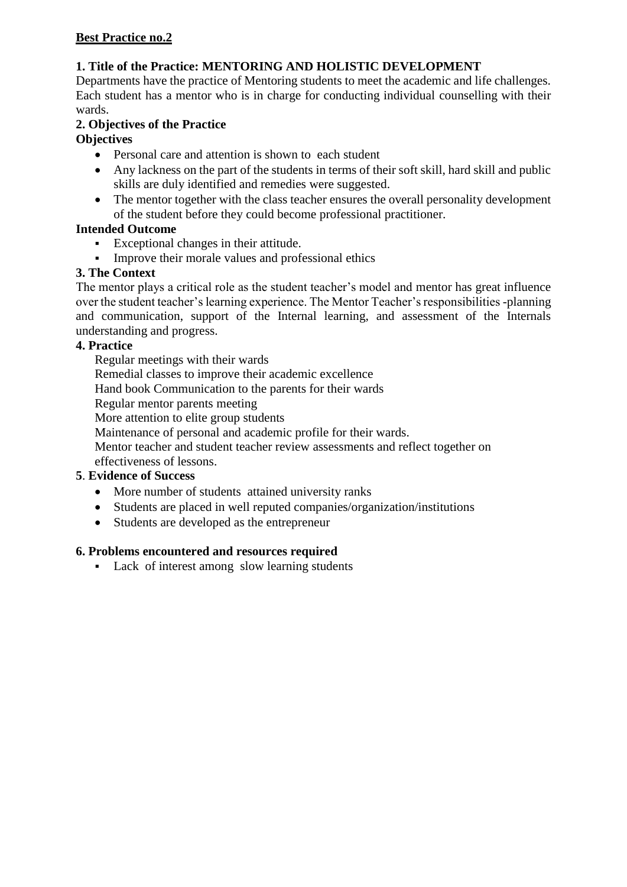**Best Practice no.2**

**1. Title of the Practice: MENTORING AND HOLISTIC DEVELOPMENT**

Departments have the practice of Mentoring students to meet the academic and life challenges. Each student has a mentor who is in charge for conducting individual counselling with their wards.

**2. Objectives of the Practice**

**Objectives**

- Personal care and attention is shown to each student
- Any lackness on the part of the students in terms of their soft skill, hard skill and public skills are duly identified and remedies were suggested.
- The mentor together with the class teacher ensures the overall personality development of the student before they could become professional practitioner.

**Intended Outcome**

- Exceptional changes in their attitude.
- Improve their morale values and professional ethics

**3. The Context**

The mentor plays a critical role as the student teacher's model and mentor has great influence over the student teacher's learning experience. The Mentor Teacher's responsibilities -planning and communication, support of the Internal learning, and assessment of the Internals understanding and progress.

**4. Practice**

Regular meetings with their wards
Remedial classes to improve their academic excellence
Hand book Communication to the parents for their wards
Regular mentor parents meeting
More attention to elite group students
Maintenance of personal and academic profile for their wards.
Mentor teacher and student teacher review assessments and reflect together on effectiveness of lessons.

**5. Evidence of Success**

- More number of students attained university ranks
- Students are placed in well reputed companies/organization/institutions
- Students are developed as the entrepreneur

**6. Problems encountered and resources required**

- Lack of interest among slow learning students